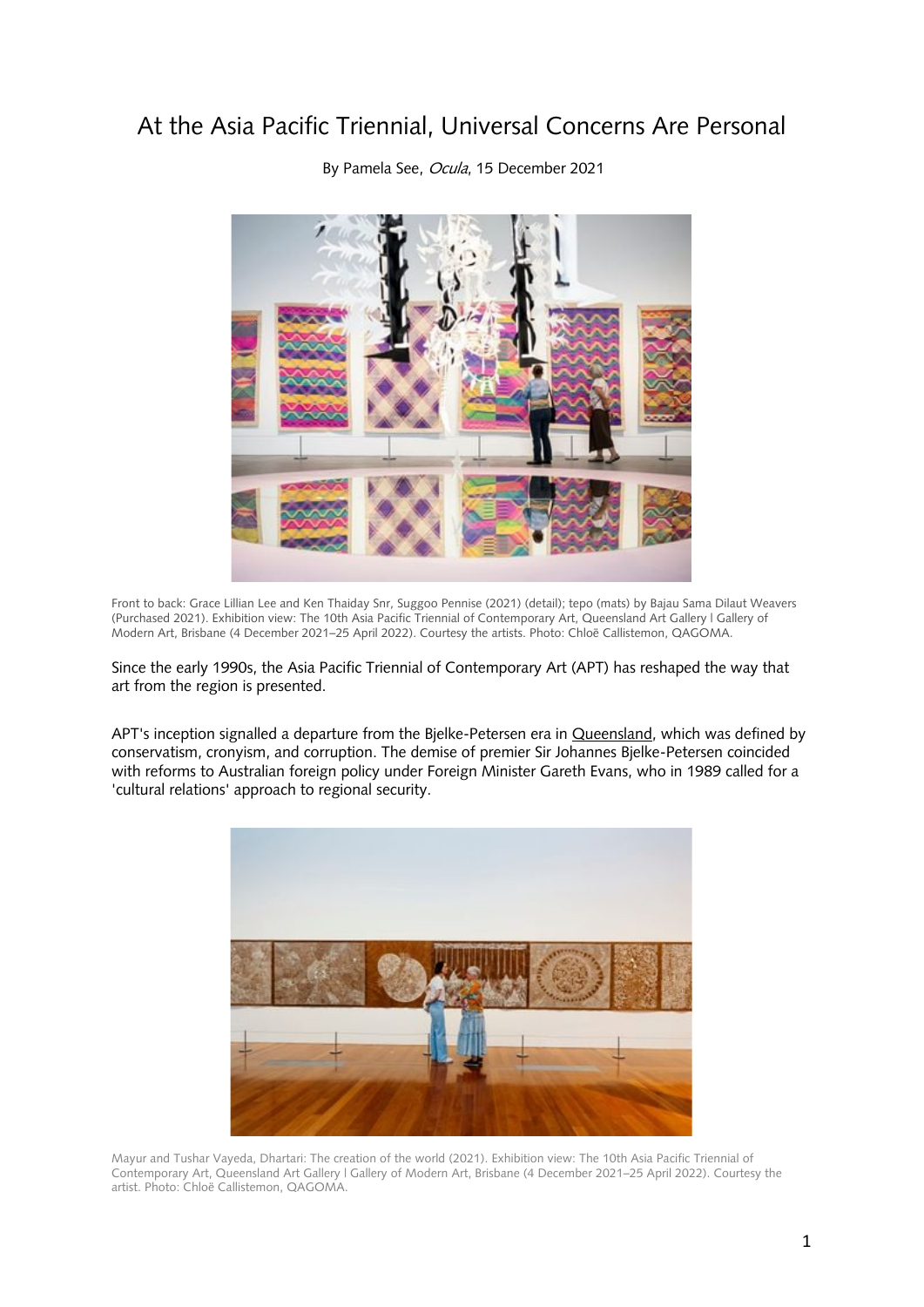# At the Asia Pacific Triennial, Universal Concerns Are Personal

By Pamela See, *Ocula*, 15 December 2021

Front to back: Grace Lillian Lee and Ken Thaiday Snr, Suggoo Pennise (2021) (detail); tepo (mats) by Bajau Sama Dilaut Weavers (Purchased 2021). Exhibition view: The 10th Asia Pacific Triennial of Contemporary Art, Queensland Art Gallery | Gallery of Modern Art, Brisbane (4 December 2021–25 April 2022). Courtesy the artists. Photo: Chloë Callistemon, QAGOMA.

Since the early 1990s, the Asia Pacific Triennial of Contemporary Art (APT) has reshaped the way that art from the region is presented.

APT's inception signalled a departure from the Bjelke-Petersen era in Queensland, which was defined by conservatism, cronyism, and corruption. The demise of premier Sir Johannes Bjelke-Petersen coincided with reforms to Australian foreign policy under Foreign Minister Gareth Evans, who in 1989 called for a 'cultural relations' approach to regional security.

Mayur and Tushar Vayeda, Dhartari: The creation of the world (2021). Exhibition view: The 10th Asia Pacific Triennial of Contemporary Art, Queensland Art Gallery | Gallery of Modern Art, Brisbane (4 December 2021–25 April 2022). Courtesy the artist. Photo: Chloë Callistemon, QAGOMA.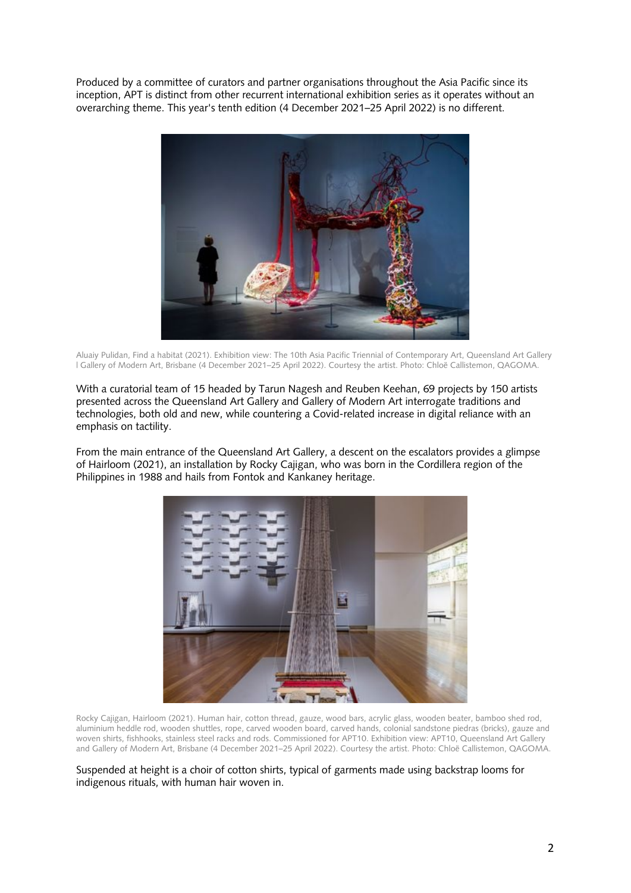Produced by a committee of curators and partner organisations throughout the Asia Pacific since its inception, APT is distinct from other recurrent international exhibition series as it operates without an overarching theme. This year's tenth edition (4 December 2021–25 April 2022) is no different.

Aluaiy Pulidan, Find a habitat (2021). Exhibition view: The 10th Asia Pacific Triennial of Contemporary Art, Queensland Art Gallery | Gallery of Modern Art, Brisbane (4 December 2021–25 April 2022). Courtesy the artist. Photo: Chloë Callistemon, QAGOMA.

With a curatorial team of 15 headed by Tarun Nagesh and Reuben Keehan, 69 projects by 150 artists presented across the Queensland Art Gallery and Gallery of Modern Art interrogate traditions and technologies, both old and new, while countering a Covid-related increase in digital reliance with an emphasis on tactility.

From the main entrance of the Queensland Art Gallery, a descent on the escalators provides a glimpse of Hairloom (2021), an installation by Rocky Cajigan, who was born in the Cordillera region of the Philippines in 1988 and hails from Fontok and Kankaney heritage.

Rocky Cajigan, Hairloom (2021). Human hair, cotton thread, gauze, wood bars, acrylic glass, wooden beater, bamboo shed rod, aluminium heddle rod, wooden shuttles, rope, carved wooden board, carved hands, colonial sandstone piedras (bricks), gauze and woven shirts, fishhooks, stainless steel racks and rods. Commissioned for APT10. Exhibition view: APT10, Queensland Art Gallery and Gallery of Modern Art, Brisbane (4 December 2021–25 April 2022). Courtesy the artist. Photo: Chloë Callistemon, QAGOMA.

Suspended at height is a choir of cotton shirts, typical of garments made using backstrap looms for indigenous rituals, with human hair woven in.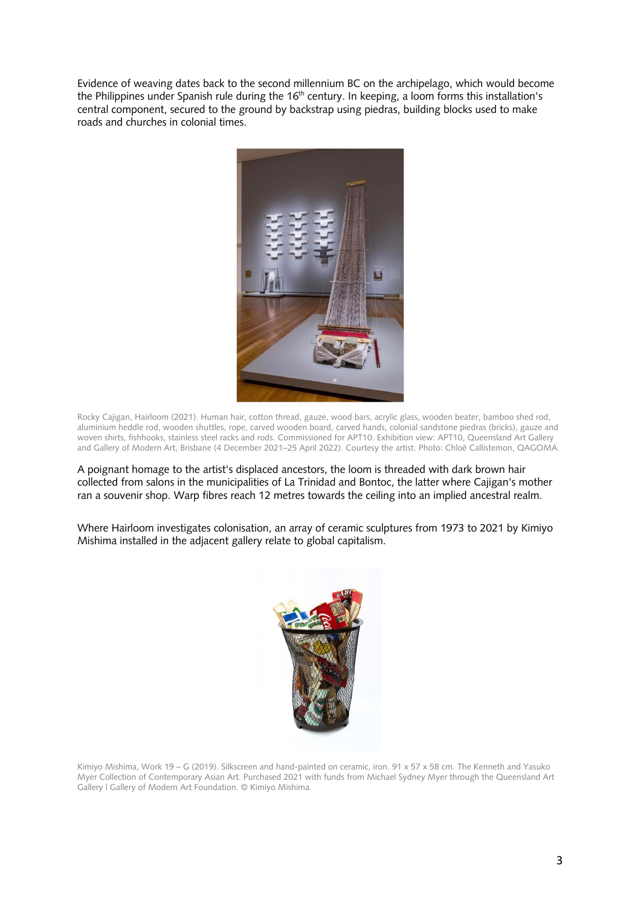Evidence of weaving dates back to the second millennium BC on the archipelago, which would become the Philippines under Spanish rule during the 16th century. In keeping, a loom forms this installation's central component, secured to the ground by backstrap using piedras, building blocks used to make roads and churches in colonial times.

Rocky Cajigan, Hairloom (2021). Human hair, cotton thread, gauze, wood bars, acrylic glass, wooden beater, bamboo shed rod, aluminium heddle rod, wooden shuttles, rope, carved wooden board, carved hands, colonial sandstone piedras (bricks), gauze and woven shirts, fishhooks, stainless steel racks and rods. Commissioned for APT10. Exhibition view: APT10, Queensland Art Gallery and Gallery of Modern Art, Brisbane (4 December 2021–25 April 2022). Courtesy the artist. Photo: Chloë Callistemon, QAGOMA.

A poignant homage to the artist's displaced ancestors, the loom is threaded with dark brown hair collected from salons in the municipalities of La Trinidad and Bontoc, the latter where Cajigan's mother ran a souvenir shop. Warp fibres reach 12 metres towards the ceiling into an implied ancestral realm.

Where Hairloom investigates colonisation, an array of ceramic sculptures from 1973 to 2021 by Kimiyo Mishima installed in the adjacent gallery relate to global capitalism.

Kimiyo Mishima, Work 19 – G (2019). Silkscreen and hand-painted on ceramic, iron. 91 x 57 x 58 cm. The Kenneth and Yasuko Myer Collection of Contemporary Asian Art. Purchased 2021 with funds from Michael Sydney Myer through the Queensland Art Gallery | Gallery of Modern Art Foundation. © Kimiyo Mishima.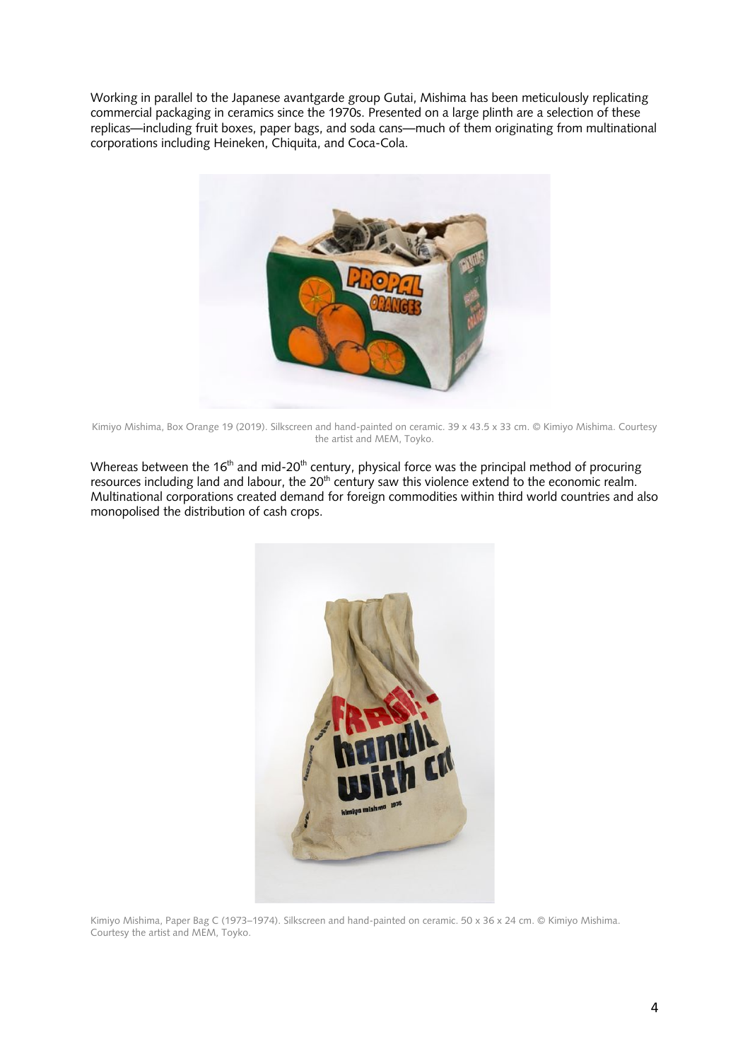Working in parallel to the Japanese avantgarde group Gutai, Mishima has been meticulously replicating commercial packaging in ceramics since the 1970s. Presented on a large plinth are a selection of these replicas—including fruit boxes, paper bags, and soda cans—much of them originating from multinational corporations including Heineken, Chiquita, and Coca-Cola.

Kimiyo Mishima, Box Orange 19 (2019). Silkscreen and hand-painted on ceramic. 39 x 43.5 x 33 cm. © Kimiyo Mishima. Courtesy the artist and MEM, Toyko.

Whereas between the 16th and mid-20th century, physical force was the principal method of procuring resources including land and labour, the 20th century saw this violence extend to the economic realm. Multinational corporations created demand for foreign commodities within third world countries and also monopolised the distribution of cash crops.

Kimiyo Mishima, Paper Bag C (1973–1974). Silkscreen and hand-painted on ceramic. 50 x 36 x 24 cm. © Kimiyo Mishima. Courtesy the artist and MEM, Toyko.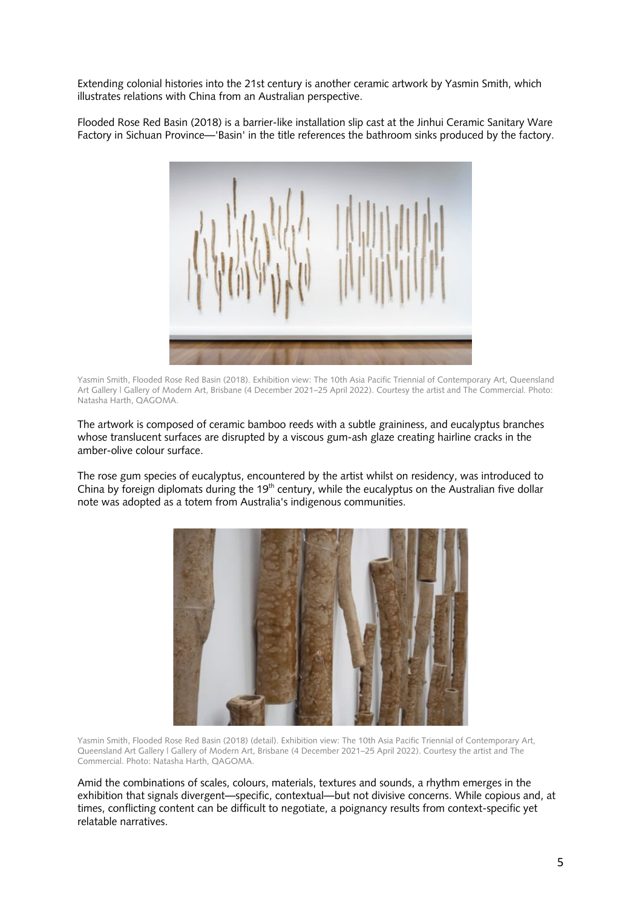Extending colonial histories into the 21st century is another ceramic artwork by Yasmin Smith, which illustrates relations with China from an Australian perspective.

Flooded Rose Red Basin (2018) is a barrier-like installation slip cast at the Jinhui Ceramic Sanitary Ware Factory in Sichuan Province—'Basin' in the title references the bathroom sinks produced by the factory.

Yasmin Smith, Flooded Rose Red Basin (2018). Exhibition view: The 10th Asia Pacific Triennial of Contemporary Art, Queensland Art Gallery | Gallery of Modern Art, Brisbane (4 December 2021–25 April 2022). Courtesy the artist and The Commercial. Photo: Natasha Harth, QAGOMA.

The artwork is composed of ceramic bamboo reeds with a subtle graininess, and eucalyptus branches whose translucent surfaces are disrupted by a viscous gum-ash glaze creating hairline cracks in the amber-olive colour surface.

The rose gum species of eucalyptus, encountered by the artist whilst on residency, was introduced to China by foreign diplomats during the 19th century, while the eucalyptus on the Australian five dollar note was adopted as a totem from Australia's indigenous communities.

Yasmin Smith, Flooded Rose Red Basin (2018) (detail). Exhibition view: The 10th Asia Pacific Triennial of Contemporary Art, Queensland Art Gallery | Gallery of Modern Art, Brisbane (4 December 2021–25 April 2022). Courtesy the artist and The Commercial. Photo: Natasha Harth, QAGOMA.

Amid the combinations of scales, colours, materials, textures and sounds, a rhythm emerges in the exhibition that signals divergent—specific, contextual—but not divisive concerns. While copious and, at times, conflicting content can be difficult to negotiate, a poignancy results from context-specific yet relatable narratives.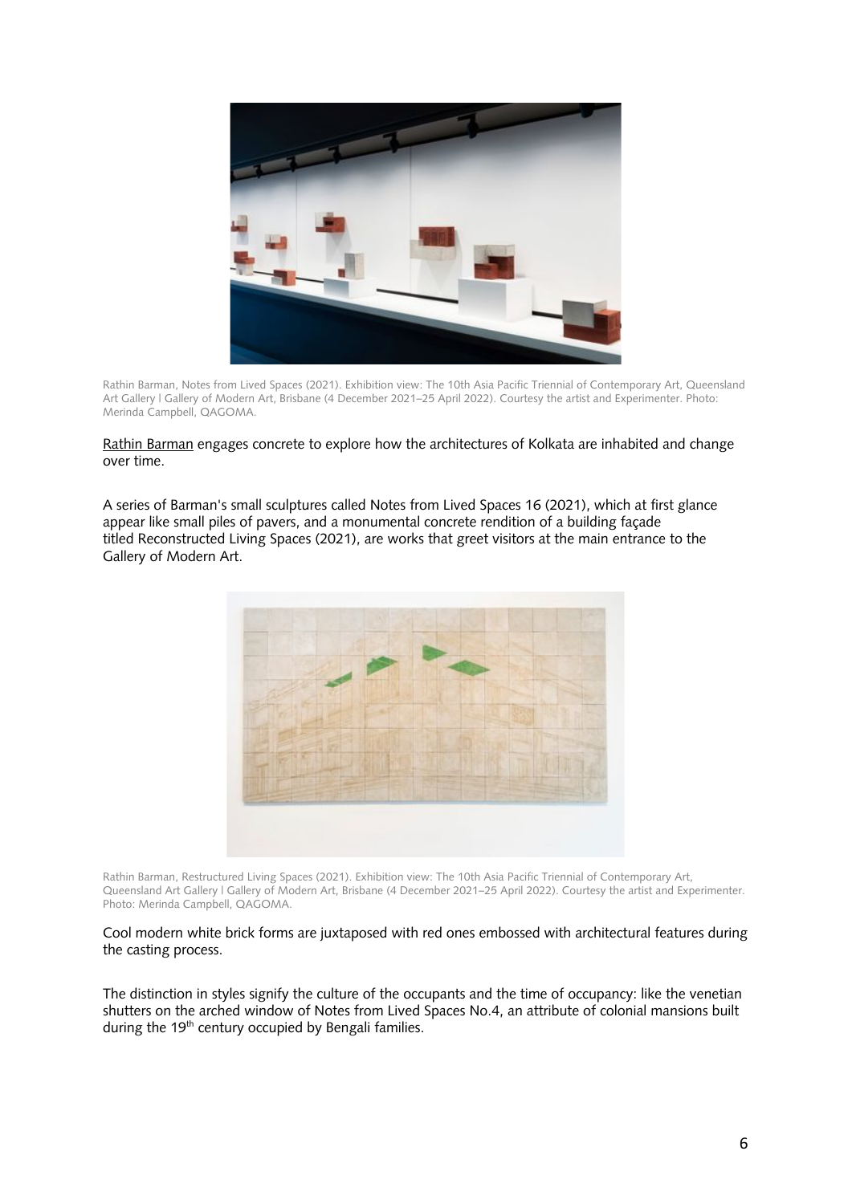Rathin Barman, Notes from Lived Spaces (2021). Exhibition view: The 10th Asia Pacific Triennial of Contemporary Art, Queensland Art Gallery | Gallery of Modern Art, Brisbane (4 December 2021–25 April 2022). Courtesy the artist and Experimenter. Photo: Merinda Campbell, QAGOMA.

Rathin Barman engages concrete to explore how the architectures of Kolkata are inhabited and change over time.

A series of Barman's small sculptures called Notes from Lived Spaces 16 (2021), which at first glance appear like small piles of pavers, and a monumental concrete rendition of a building façade titled Reconstructed Living Spaces (2021), are works that greet visitors at the main entrance to the Gallery of Modern Art.

Rathin Barman, Restructured Living Spaces (2021). Exhibition view: The 10th Asia Pacific Triennial of Contemporary Art, Queensland Art Gallery | Gallery of Modern Art, Brisbane (4 December 2021–25 April 2022). Courtesy the artist and Experimenter. Photo: Merinda Campbell, QAGOMA.

Cool modern white brick forms are juxtaposed with red ones embossed with architectural features during the casting process.

The distinction in styles signify the culture of the occupants and the time of occupancy: like the venetian shutters on the arched window of Notes from Lived Spaces No.4, an attribute of colonial mansions built during the 19th century occupied by Bengali families.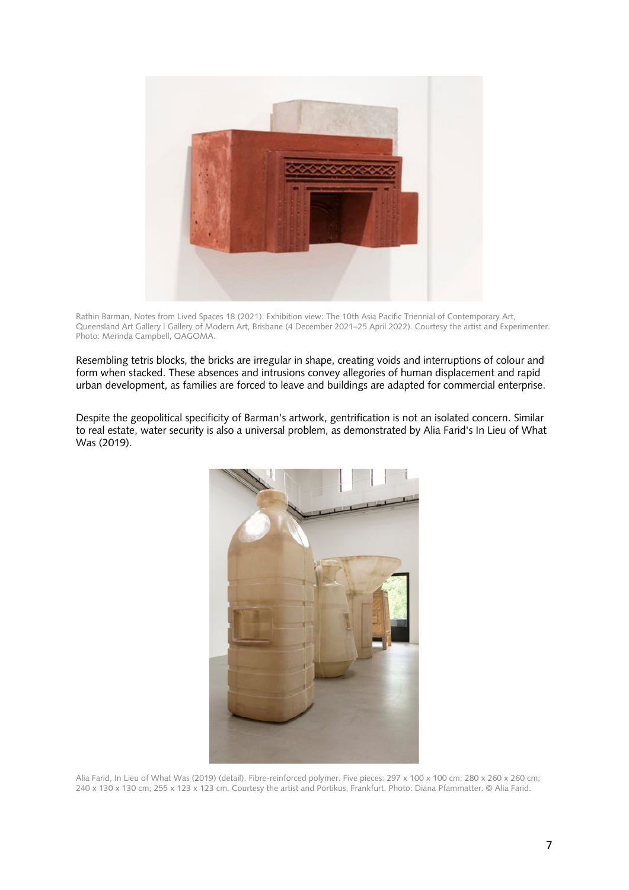Rathin Barman, Notes from Lived Spaces 18 (2021). Exhibition view: The 10th Asia Pacific Triennial of Contemporary Art, Queensland Art Gallery | Gallery of Modern Art, Brisbane (4 December 2021–25 April 2022). Courtesy the artist and Experimenter. Photo: Merinda Campbell, QAGOMA.

Resembling tetris blocks, the bricks are irregular in shape, creating voids and interruptions of colour and form when stacked. These absences and intrusions convey allegories of human displacement and rapid urban development, as families are forced to leave and buildings are adapted for commercial enterprise.

Despite the geopolitical specificity of Barman's artwork, gentrification is not an isolated concern. Similar to real estate, water security is also a universal problem, as demonstrated by Alia Farid's In Lieu of What Was (2019).

Alia Farid, In Lieu of What Was (2019) (detail). Fibre-reinforced polymer. Five pieces: 297 x 100 x 100 cm; 280 x 260 x 260 cm; 240 x 130 x 130 cm; 255 x 123 x 123 cm. Courtesy the artist and Portikus, Frankfurt. Photo: Diana Pfammatter. © Alia Farid.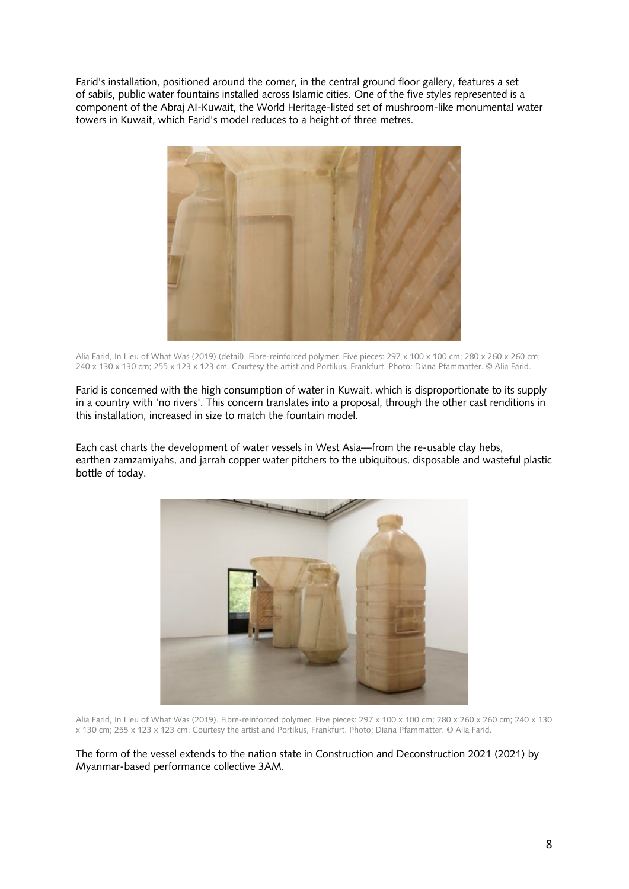Farid's installation, positioned around the corner, in the central ground floor gallery, features a set of sabils, public water fountains installed across Islamic cities. One of the five styles represented is a component of the Abraj Al-Kuwait, the World Heritage-listed set of mushroom-like monumental water towers in Kuwait, which Farid's model reduces to a height of three metres.

Alia Farid, In Lieu of What Was (2019) (detail). Fibre-reinforced polymer. Five pieces: 297 x 100 x 100 cm; 280 x 260 x 260 cm; 240 x 130 x 130 cm; 255 x 123 x 123 cm. Courtesy the artist and Portikus, Frankfurt. Photo: Diana Pfammatter. © Alia Farid.

Farid is concerned with the high consumption of water in Kuwait, which is disproportionate to its supply in a country with 'no rivers'. This concern translates into a proposal, through the other cast renditions in this installation, increased in size to match the fountain model.

Each cast charts the development of water vessels in West Asia—from the re-usable clay hebs, earthen zamzamiyahs, and jarrah copper water pitchers to the ubiquitous, disposable and wasteful plastic bottle of today.

Alia Farid, In Lieu of What Was (2019). Fibre-reinforced polymer. Five pieces: 297 x 100 x 100 cm; 280 x 260 x 260 cm; 240 x 130 x 130 cm; 255 x 123 x 123 cm. Courtesy the artist and Portikus, Frankfurt. Photo: Diana Pfammatter. © Alia Farid.

The form of the vessel extends to the nation state in Construction and Deconstruction 2021 (2021) by Myanmar-based performance collective 3AM.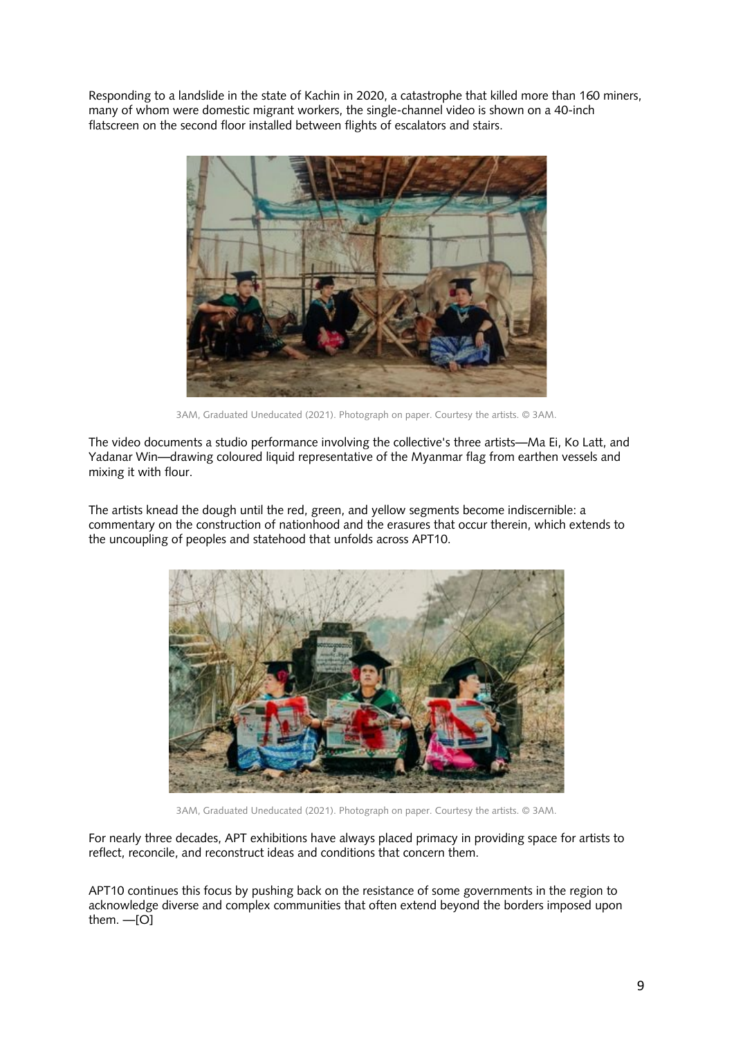Responding to a landslide in the state of Kachin in 2020, a catastrophe that killed more than 160 miners, many of whom were domestic migrant workers, the single-channel video is shown on a 40-inch flatscreen on the second floor installed between flights of escalators and stairs.

3AM, Graduated Uneducated (2021). Photograph on paper. Courtesy the artists. © 3AM.

The video documents a studio performance involving the collective's three artists—Ma Ei, Ko Latt, and Yadanar Win—drawing coloured liquid representative of the Myanmar flag from earthen vessels and mixing it with flour.

The artists knead the dough until the red, green, and yellow segments become indiscernible: a commentary on the construction of nationhood and the erasures that occur therein, which extends to the uncoupling of peoples and statehood that unfolds across APT10.

3AM, Graduated Uneducated (2021). Photograph on paper. Courtesy the artists. © 3AM.

For nearly three decades, APT exhibitions have always placed primacy in providing space for artists to reflect, reconcile, and reconstruct ideas and conditions that concern them.

APT10 continues this focus by pushing back on the resistance of some governments in the region to acknowledge diverse and complex communities that often extend beyond the borders imposed upon them. —[O]